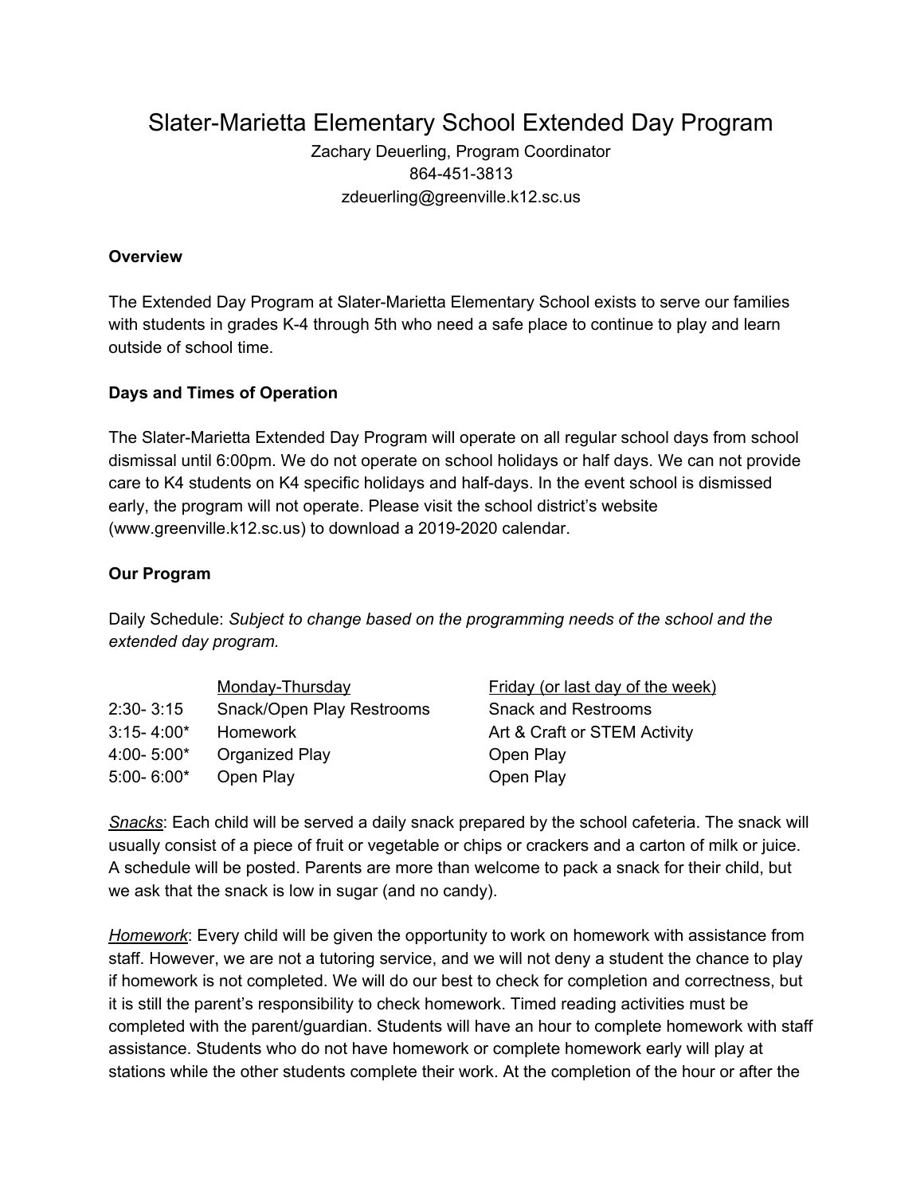# Slater-Marietta Elementary School Extended Day Program

Zachary Deuerling, Program Coordinator
864-451-3813
zdeuerling@greenville.k12.sc.us

**Overview**

The Extended Day Program at Slater-Marietta Elementary School exists to serve our families with students in grades K-4 through 5th who need a safe place to continue to play and learn outside of school time.

**Days and Times of Operation**

The Slater-Marietta Extended Day Program will operate on all regular school days from school dismissal until 6:00pm. We do not operate on school holidays or half days. We can not provide care to K4 students on K4 specific holidays and half-days. In the event school is dismissed early, the program will not operate. Please visit the school district's website (www.greenville.k12.sc.us) to download a 2019-2020 calendar.

**Our Program**

Daily Schedule: *Subject to change based on the programming needs of the school and the extended day program.*

| | Monday-Thursday | Friday (or last day of the week) |
|---|---|---|
| 2:30- 3:15 | Snack/Open Play Restrooms | Snack and Restrooms |
| 3:15- 4:00* | Homework | Art & Craft or STEM Activity |
| 4:00- 5:00* | Organized Play | Open Play |
| 5:00- 6:00* | Open Play | Open Play |

*Snacks*: Each child will be served a daily snack prepared by the school cafeteria. The snack will usually consist of a piece of fruit or vegetable or chips or crackers and a carton of milk or juice. A schedule will be posted. Parents are more than welcome to pack a snack for their child, but we ask that the snack is low in sugar (and no candy).

*Homework*: Every child will be given the opportunity to work on homework with assistance from staff. However, we are not a tutoring service, and we will not deny a student the chance to play if homework is not completed. We will do our best to check for completion and correctness, but it is still the parent's responsibility to check homework. Timed reading activities must be completed with the parent/guardian. Students will have an hour to complete homework with staff assistance. Students who do not have homework or complete homework early will play at stations while the other students complete their work. At the completion of the hour or after the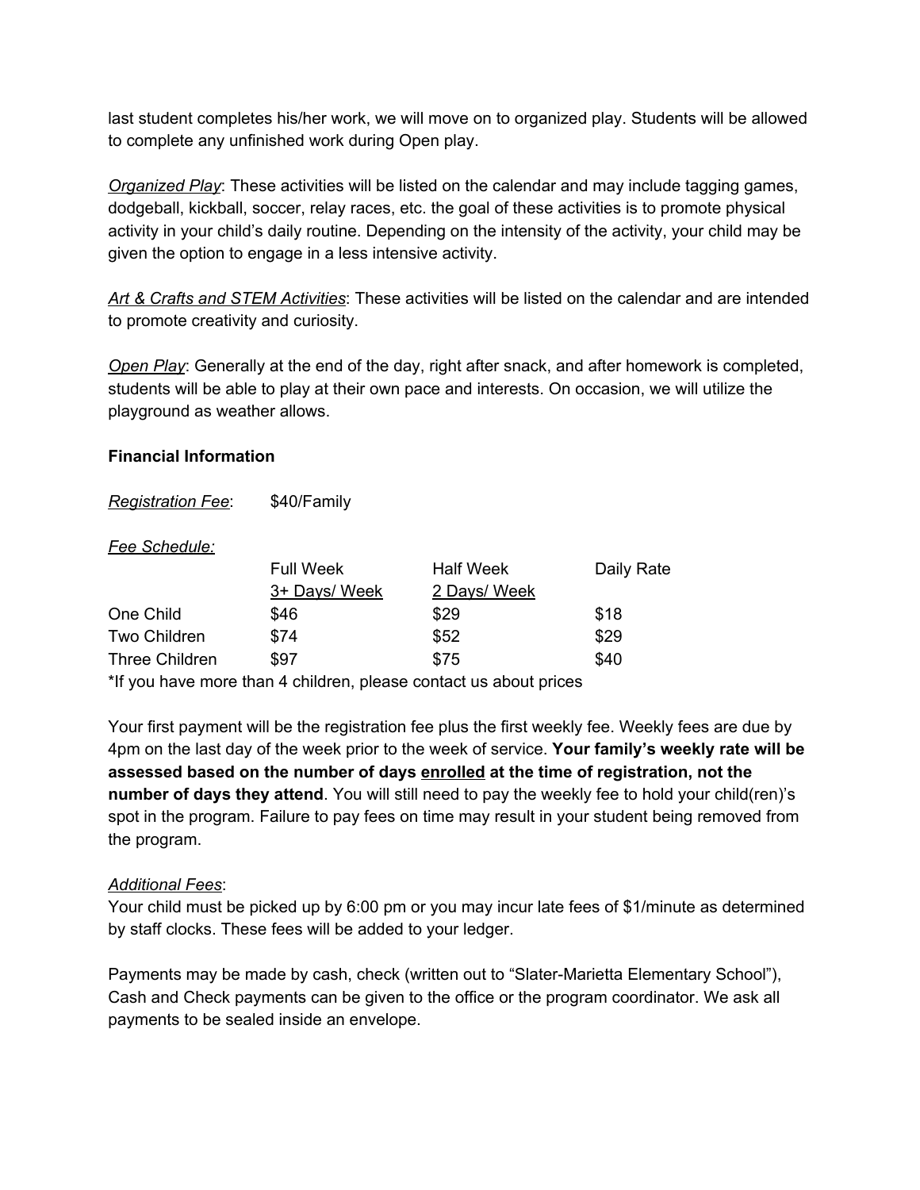last student completes his/her work, we will move on to organized play. Students will be allowed to complete any unfinished work during Open play.

*Organized Play*: These activities will be listed on the calendar and may include tagging games, dodgeball, kickball, soccer, relay races, etc. the goal of these activities is to promote physical activity in your child's daily routine. Depending on the intensity of the activity, your child may be given the option to engage in a less intensive activity.

*Art & Crafts and STEM Activities*: These activities will be listed on the calendar and are intended to promote creativity and curiosity.

*Open Play*: Generally at the end of the day, right after snack, and after homework is completed, students will be able to play at their own pace and interests. On occasion, we will utilize the playground as weather allows.

**Financial Information**

*Registration Fee*: $40/Family

*Fee Schedule:*

| | Full Week<br>3+ Days/ Week | Half Week<br>2 Days/ Week | Daily Rate |
|---|---|---|---|
| One Child | $46 | $29 | $18 |
| Two Children | $74 | $52 | $29 |
| Three Children | $97 | $75 | $40 |

*If you have more than 4 children, please contact us about prices

Your first payment will be the registration fee plus the first weekly fee. Weekly fees are due by 4pm on the last day of the week prior to the week of service. **Your family's weekly rate will be assessed based on the number of days enrolled at the time of registration, not the number of days they attend**. You will still need to pay the weekly fee to hold your child(ren)'s spot in the program. Failure to pay fees on time may result in your student being removed from the program.

*Additional Fees*:
Your child must be picked up by 6:00 pm or you may incur late fees of $1/minute as determined by staff clocks. These fees will be added to your ledger.

Payments may be made by cash, check (written out to "Slater-Marietta Elementary School"), Cash and Check payments can be given to the office or the program coordinator. We ask all payments to be sealed inside an envelope.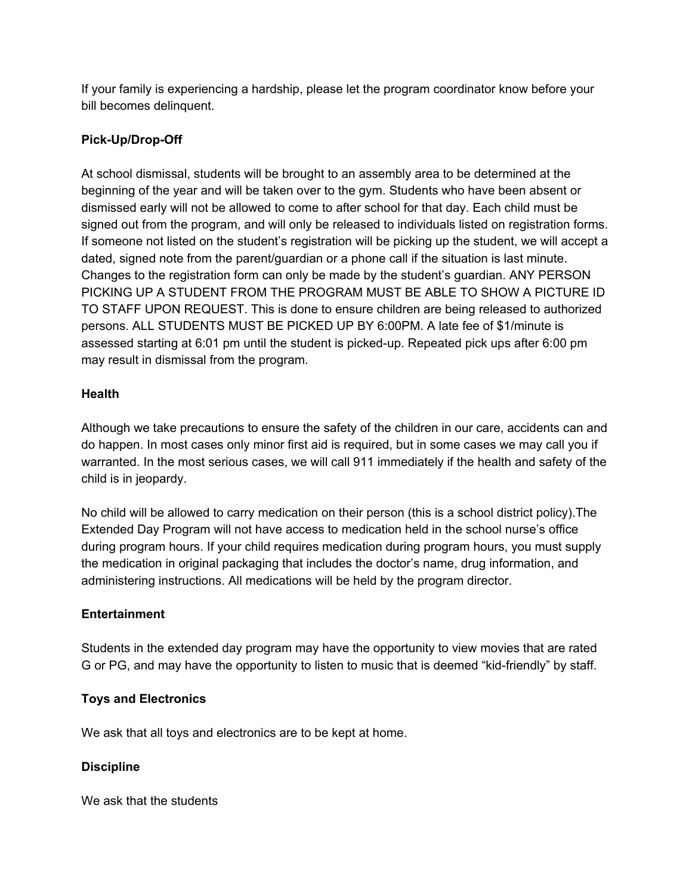If your family is experiencing a hardship, please let the program coordinator know before your bill becomes delinquent.

**Pick-Up/Drop-Off**

At school dismissal, students will be brought to an assembly area to be determined at the beginning of the year and will be taken over to the gym. Students who have been absent or dismissed early will not be allowed to come to after school for that day. Each child must be signed out from the program, and will only be released to individuals listed on registration forms. If someone not listed on the student's registration will be picking up the student, we will accept a dated, signed note from the parent/guardian or a phone call if the situation is last minute. Changes to the registration form can only be made by the student's guardian. ANY PERSON PICKING UP A STUDENT FROM THE PROGRAM MUST BE ABLE TO SHOW A PICTURE ID TO STAFF UPON REQUEST. This is done to ensure children are being released to authorized persons. ALL STUDENTS MUST BE PICKED UP BY 6:00PM. A late fee of $1/minute is assessed starting at 6:01 pm until the student is picked-up. Repeated pick ups after 6:00 pm may result in dismissal from the program.

**Health**

Although we take precautions to ensure the safety of the children in our care, accidents can and do happen. In most cases only minor first aid is required, but in some cases we may call you if warranted. In the most serious cases, we will call 911 immediately if the health and safety of the child is in jeopardy.

No child will be allowed to carry medication on their person (this is a school district policy).The Extended Day Program will not have access to medication held in the school nurse's office during program hours. If your child requires medication during program hours, you must supply the medication in original packaging that includes the doctor's name, drug information, and administering instructions. All medications will be held by the program director.

**Entertainment**

Students in the extended day program may have the opportunity to view movies that are rated G or PG, and may have the opportunity to listen to music that is deemed "kid-friendly" by staff.

**Toys and Electronics**

We ask that all toys and electronics are to be kept at home.

**Discipline**

We ask that the students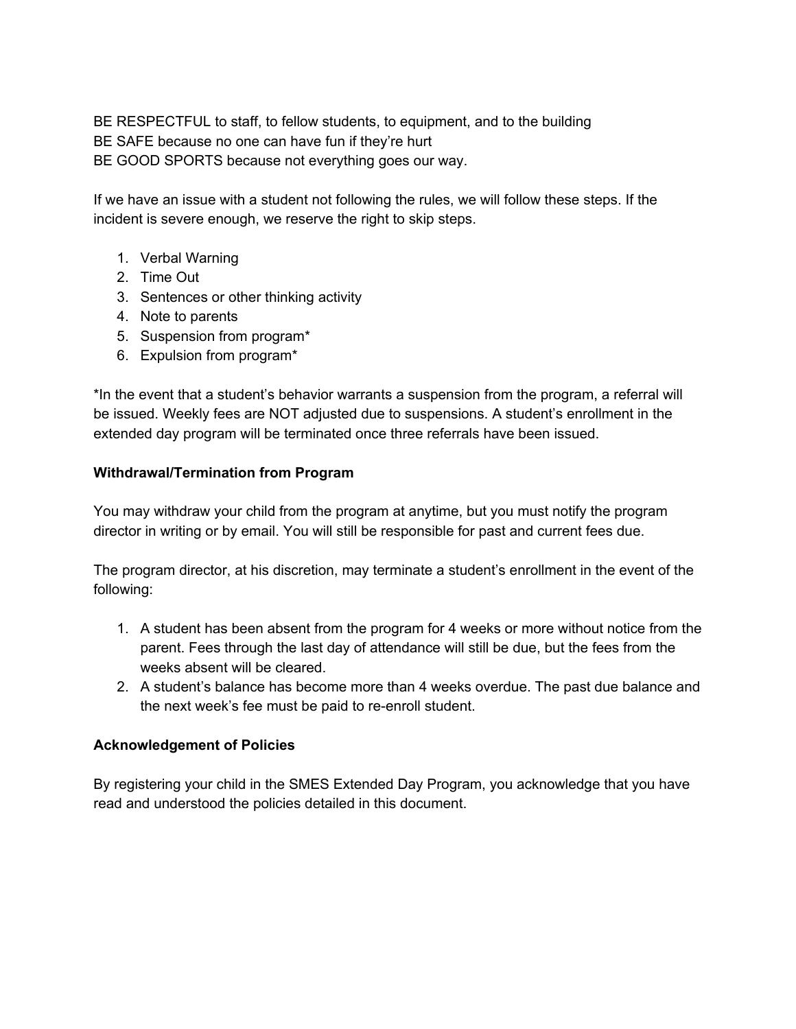BE RESPECTFUL to staff, to fellow students, to equipment, and to the building
BE SAFE because no one can have fun if they're hurt
BE GOOD SPORTS because not everything goes our way.

If we have an issue with a student not following the rules, we will follow these steps. If the incident is severe enough, we reserve the right to skip steps.

1. Verbal Warning
2. Time Out
3. Sentences or other thinking activity
4. Note to parents
5. Suspension from program*
6. Expulsion from program*

*In the event that a student's behavior warrants a suspension from the program, a referral will be issued. Weekly fees are NOT adjusted due to suspensions. A student's enrollment in the extended day program will be terminated once three referrals have been issued.

**Withdrawal/Termination from Program**

You may withdraw your child from the program at anytime, but you must notify the program director in writing or by email. You will still be responsible for past and current fees due.

The program director, at his discretion, may terminate a student's enrollment in the event of the following:

1. A student has been absent from the program for 4 weeks or more without notice from the parent. Fees through the last day of attendance will still be due, but the fees from the weeks absent will be cleared.
2. A student's balance has become more than 4 weeks overdue. The past due balance and the next week's fee must be paid to re-enroll student.

**Acknowledgement of Policies**

By registering your child in the SMES Extended Day Program, you acknowledge that you have read and understood the policies detailed in this document.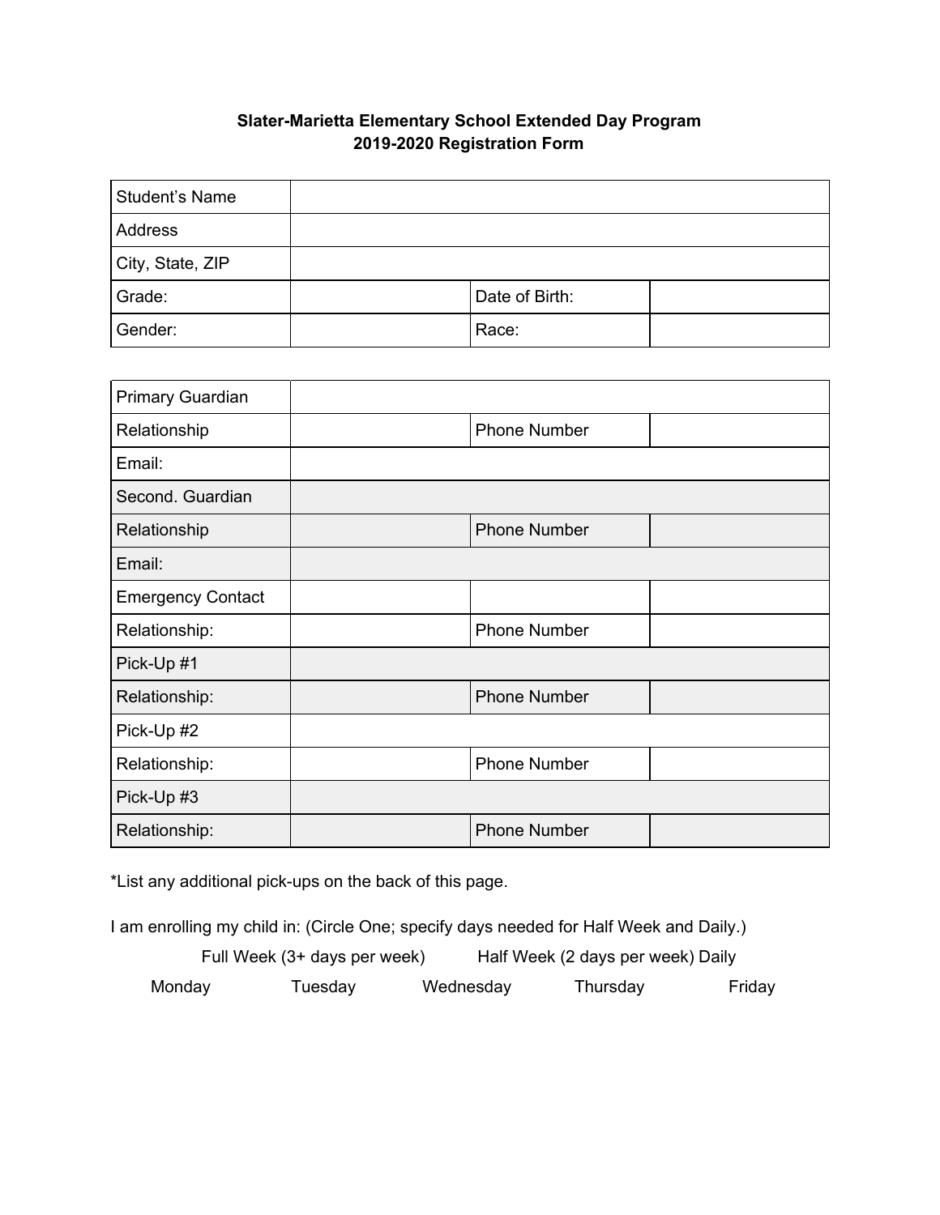**Slater-Marietta Elementary School Extended Day Program**
**2019-2020 Registration Form**

| Student's Name | | | |
|---|---|---|---|
| Address | | | |
| City, State, ZIP | | | |
| Grade: | | Date of Birth: | |
| Gender: | | Race: | |

| Primary Guardian | | | |
|---|---|---|---|
| Relationship | | Phone Number | |
| Email: | | | |
| Second. Guardian | | | |
| Relationship | | Phone Number | |
| Email: | | | |
| Emergency Contact | | | |
| Relationship: | | Phone Number | |
| Pick-Up #1 | | | |
| Relationship: | | Phone Number | |
| Pick-Up #2 | | | |
| Relationship: | | Phone Number | |
| Pick-Up #3 | | | |
| Relationship: | | Phone Number | |

*List any additional pick-ups on the back of this page.

I am enrolling my child in: (Circle One; specify days needed for Half Week and Daily.)

Full Week (3+ days per week)     Half Week (2 days per week) Daily

Monday     Tuesday     Wednesday     Thursday     Friday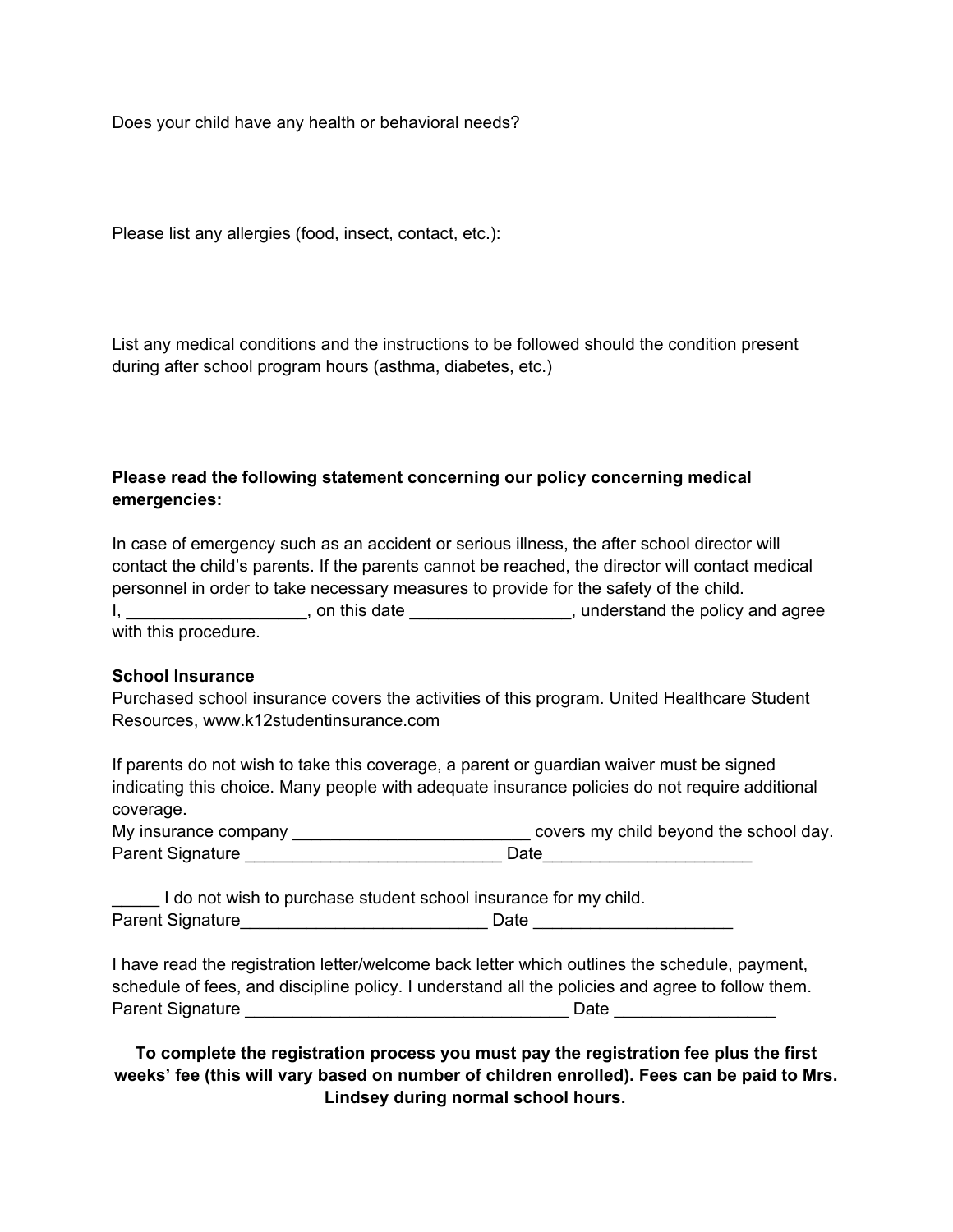Does your child have any health or behavioral needs?

Please list any allergies (food, insect, contact, etc.):

List any medical conditions and the instructions to be followed should the condition present during after school program hours (asthma, diabetes, etc.)

**Please read the following statement concerning our policy concerning medical emergencies:**

In case of emergency such as an accident or serious illness, the after school director will contact the child's parents. If the parents cannot be reached, the director will contact medical personnel in order to take necessary measures to provide for the safety of the child.
I, ___________________, on this date _________________, understand the policy and agree with this procedure.

**School Insurance**
Purchased school insurance covers the activities of this program. United Healthcare Student Resources, www.k12studentinsurance.com

If parents do not wish to take this coverage, a parent or guardian waiver must be signed indicating this choice. Many people with adequate insurance policies do not require additional coverage.
My insurance company _________________________ covers my child beyond the school day.
Parent Signature ____________________________ Date______________________

_____ I do not wish to purchase student school insurance for my child.
Parent Signature___________________________ Date _____________________

I have read the registration letter/welcome back letter which outlines the schedule, payment, schedule of fees, and discipline policy. I understand all the policies and agree to follow them.
Parent Signature ___________________________________ Date _________________

**To complete the registration process you must pay the registration fee plus the first weeks' fee (this will vary based on number of children enrolled). Fees can be paid to Mrs. Lindsey during normal school hours.**